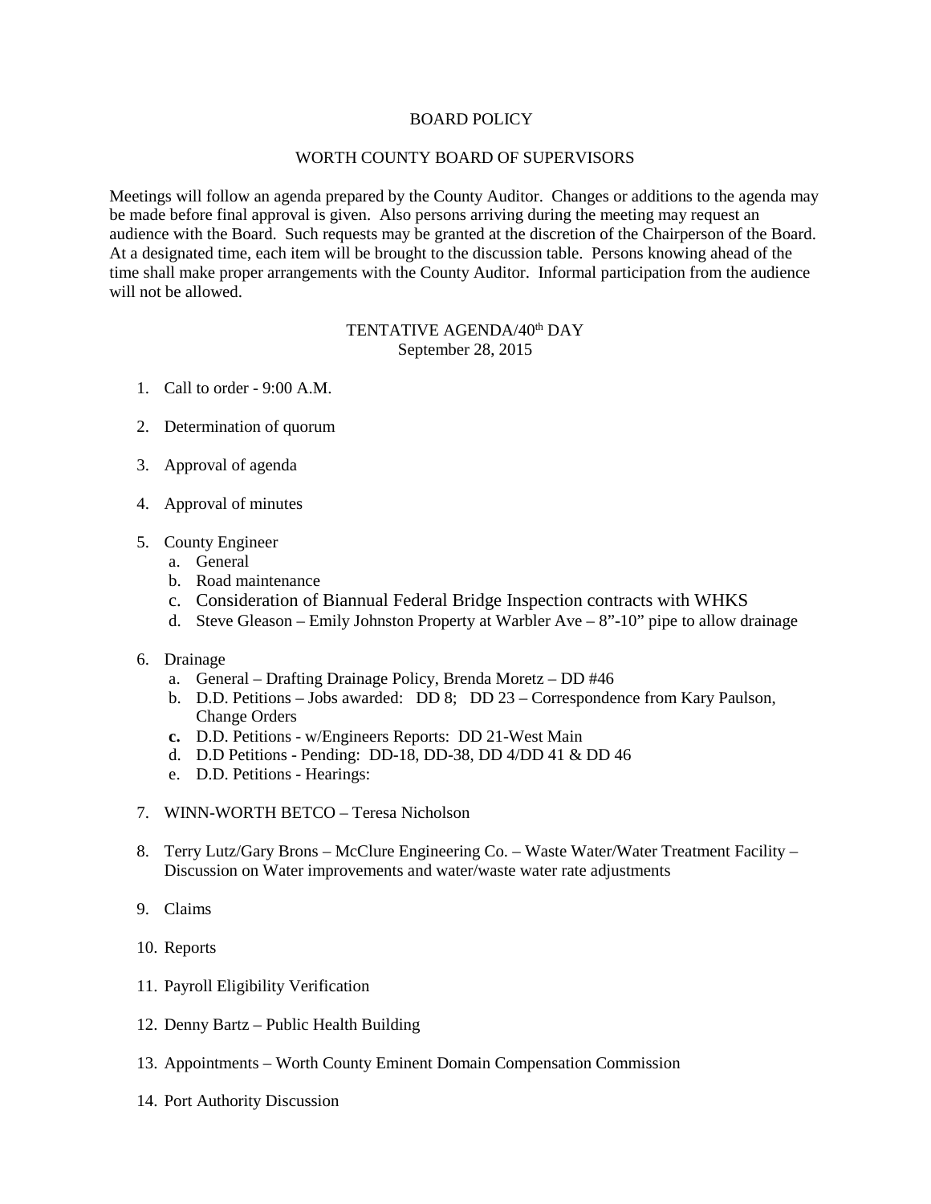# BOARD POLICY

## WORTH COUNTY BOARD OF SUPERVISORS

Meetings will follow an agenda prepared by the County Auditor. Changes or additions to the agenda may be made before final approval is given. Also persons arriving during the meeting may request an audience with the Board. Such requests may be granted at the discretion of the Chairperson of the Board. At a designated time, each item will be brought to the discussion table. Persons knowing ahead of the time shall make proper arrangements with the County Auditor. Informal participation from the audience will not be allowed.

### TENTATIVE AGENDA/40th DAY
September 28, 2015

1. Call to order - 9:00 A.M.

2. Determination of quorum

3. Approval of agenda

4. Approval of minutes

5. County Engineer
   a. General
   b. Road maintenance
   c. Consideration of Biannual Federal Bridge Inspection contracts with WHKS
   d. Steve Gleason – Emily Johnston Property at Warbler Ave – 8”-10” pipe to allow drainage

6. Drainage
   a. General – Drafting Drainage Policy, Brenda Moretz – DD #46
   b. D.D. Petitions – Jobs awarded: DD 8; DD 23 – Correspondence from Kary Paulson, Change Orders
   **c.** D.D. Petitions - w/Engineers Reports: DD 21-West Main
   d. D.D Petitions - Pending: DD-18, DD-38, DD 4/DD 41 & DD 46
   e. D.D. Petitions - Hearings:

7. WINN-WORTH BETCO – Teresa Nicholson

8. Terry Lutz/Gary Brons – McClure Engineering Co. – Waste Water/Water Treatment Facility – Discussion on Water improvements and water/waste water rate adjustments

9. Claims

10. Reports

11. Payroll Eligibility Verification

12. Denny Bartz – Public Health Building

13. Appointments – Worth County Eminent Domain Compensation Commission

14. Port Authority Discussion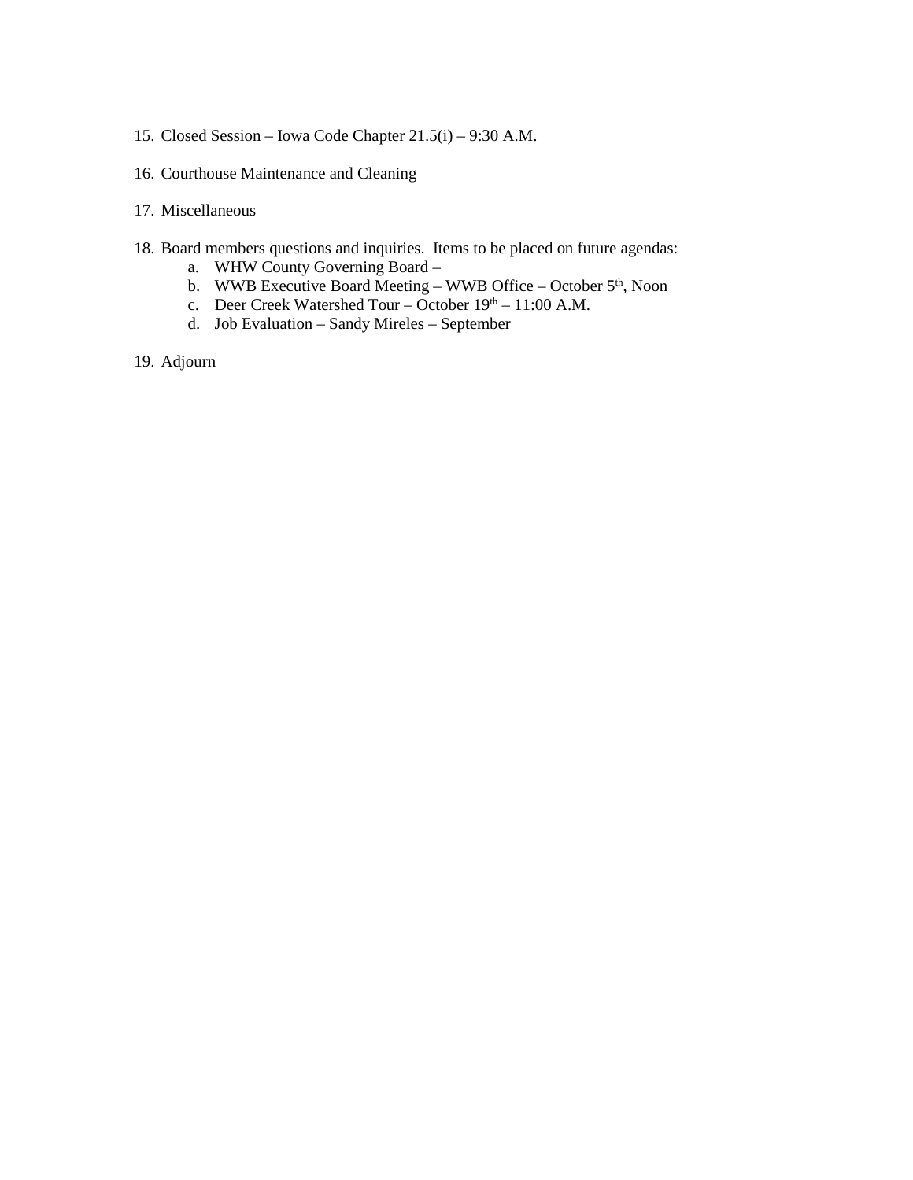15. Closed Session – Iowa Code Chapter 21.5(i) – 9:30 A.M.

16. Courthouse Maintenance and Cleaning

17. Miscellaneous

18. Board members questions and inquiries. Items to be placed on future agendas:
    a. WHW County Governing Board –
    b. WWB Executive Board Meeting – WWB Office – October 5th, Noon
    c. Deer Creek Watershed Tour – October 19th – 11:00 A.M.
    d. Job Evaluation – Sandy Mireles – September

19. Adjourn